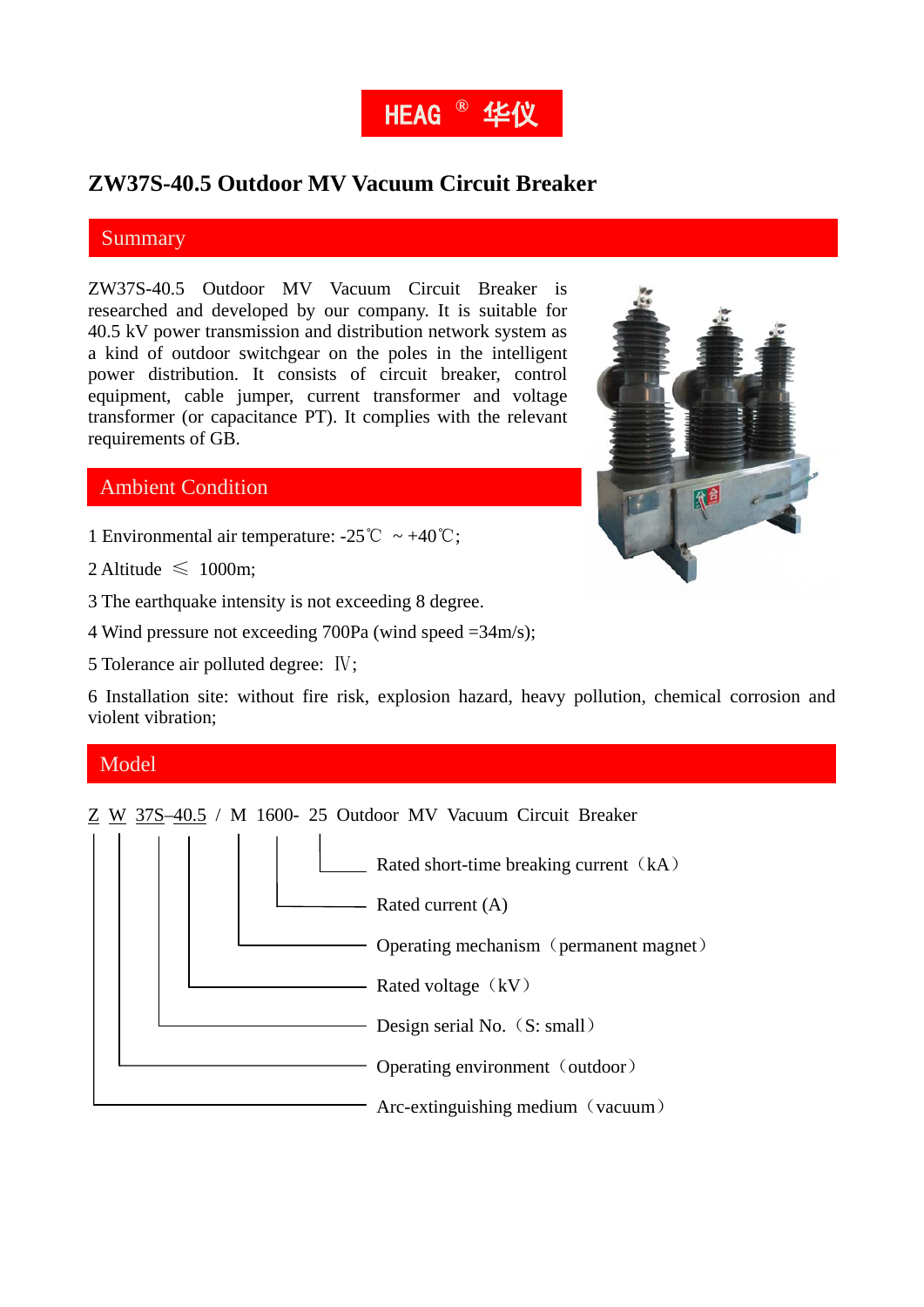HEAG ® 华仪

# ZW37S-40.5 Outdoor MV Vacuum Circuit Breaker

## Summary

ZW37S-40.5 Outdoor MV Vacuum Circuit Breaker is researched and developed by our company. It is suitable for 40.5 kV power transmission and distribution network system as a kind of outdoor switchgear on the poles in the intelligent power distribution. It consists of circuit breaker, control equipment, cable jumper, current transformer and voltage transformer (or capacitance PT). It complies with the relevant requirements of GB.

## Ambient Condition

1 Environmental air temperature: -25℃ ~ +40℃;

2 Altitude ≤ 1000m;

3 The earthquake intensity is not exceeding 8 degree.

4 Wind pressure not exceeding 700Pa (wind speed =34m/s);

5 Tolerance air polluted degree: Ⅳ;

6 Installation site: without fire risk, explosion hazard, heavy pollution, chemical corrosion and violent vibration;

## Model

Z W 37S–40.5 / M 1600- 25 Outdoor MV Vacuum Circuit Breaker

- Z: Arc-extinguishing medium（vacuum）
- W: Operating environment（outdoor）
- 37S: Design serial No.（S: small）
- 40.5: Rated voltage（kV）
- M: Operating mechanism（permanent magnet）
- 1600: Rated current (A)
- 25: Rated short-time breaking current（kA）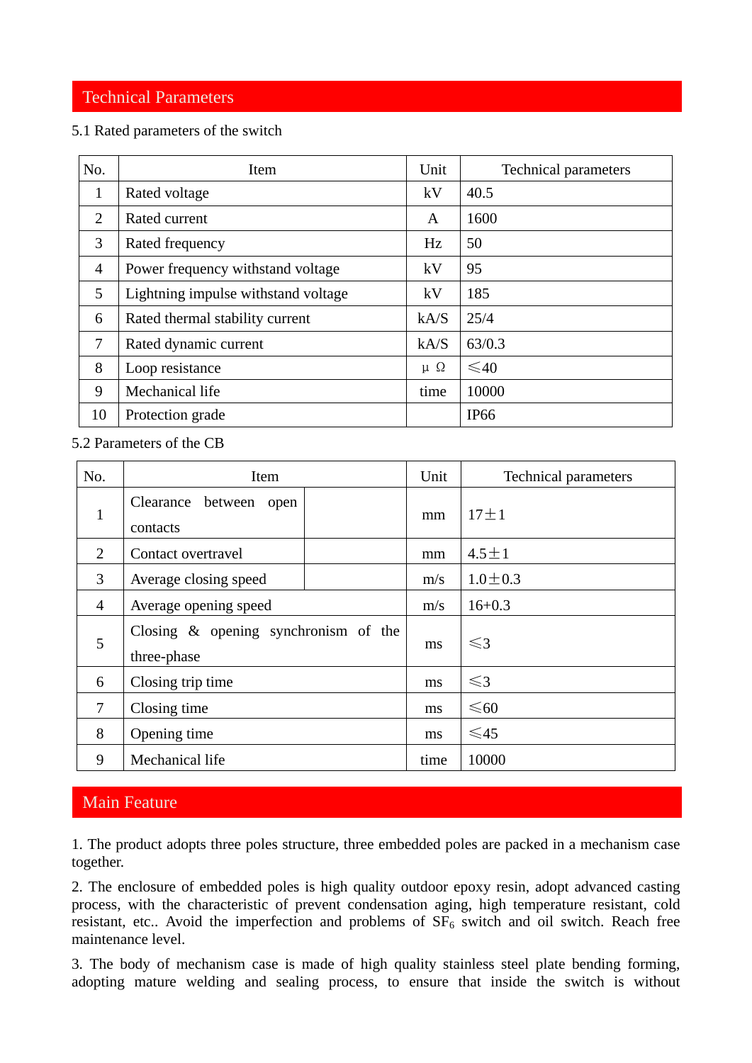## Technical Parameters

5.1 Rated parameters of the switch

| No. | Item | Unit | Technical parameters |
|---|---|---|---|
| 1 | Rated voltage | kV | 40.5 |
| 2 | Rated current | A | 1600 |
| 3 | Rated frequency | Hz | 50 |
| 4 | Power frequency withstand voltage | kV | 95 |
| 5 | Lightning impulse withstand voltage | kV | 185 |
| 6 | Rated thermal stability current | kA/S | 25/4 |
| 7 | Rated dynamic current | kA/S | 63/0.3 |
| 8 | Loop resistance | μ Ω | ≤40 |
| 9 | Mechanical life | time | 10000 |
| 10 | Protection grade | | IP66 |

5.2 Parameters of the CB

| No. | Item | Unit | Technical parameters |
|---|---|---|---|
| 1 | Clearance between open contacts | mm | 17±1 |
| 2 | Contact overtravel | mm | 4.5±1 |
| 3 | Average closing speed | m/s | 1.0±0.3 |
| 4 | Average opening speed | m/s | 16+0.3 |
| 5 | Closing & opening synchronism of the three-phase | ms | ≤3 |
| 6 | Closing trip time | ms | ≤3 |
| 7 | Closing time | ms | ≤60 |
| 8 | Opening time | ms | ≤45 |
| 9 | Mechanical life | time | 10000 |

## Main Feature

1. The product adopts three poles structure, three embedded poles are packed in a mechanism case together.

2. The enclosure of embedded poles is high quality outdoor epoxy resin, adopt advanced casting process, with the characteristic of prevent condensation aging, high temperature resistant, cold resistant, etc.. Avoid the imperfection and problems of $SF_6$ switch and oil switch. Reach free maintenance level.

3. The body of mechanism case is made of high quality stainless steel plate bending forming, adopting mature welding and sealing process, to ensure that inside the switch is without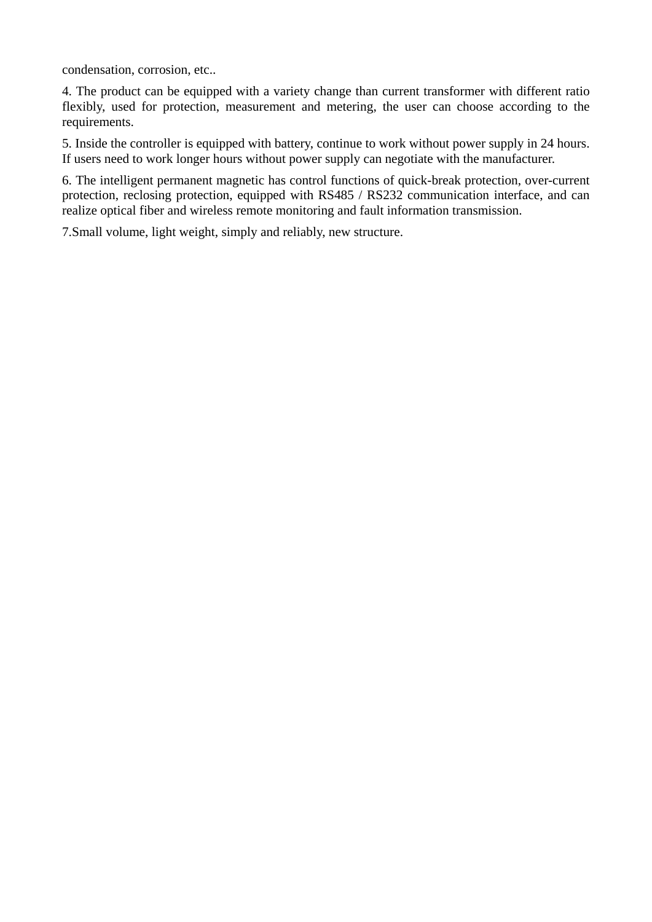condensation, corrosion, etc..

4. The product can be equipped with a variety change than current transformer with different ratio flexibly, used for protection, measurement and metering, the user can choose according to the requirements.

5. Inside the controller is equipped with battery, continue to work without power supply in 24 hours. If users need to work longer hours without power supply can negotiate with the manufacturer.

6. The intelligent permanent magnetic has control functions of quick-break protection, over-current protection, reclosing protection, equipped with RS485 / RS232 communication interface, and can realize optical fiber and wireless remote monitoring and fault information transmission.

7.Small volume, light weight, simply and reliably, new structure.